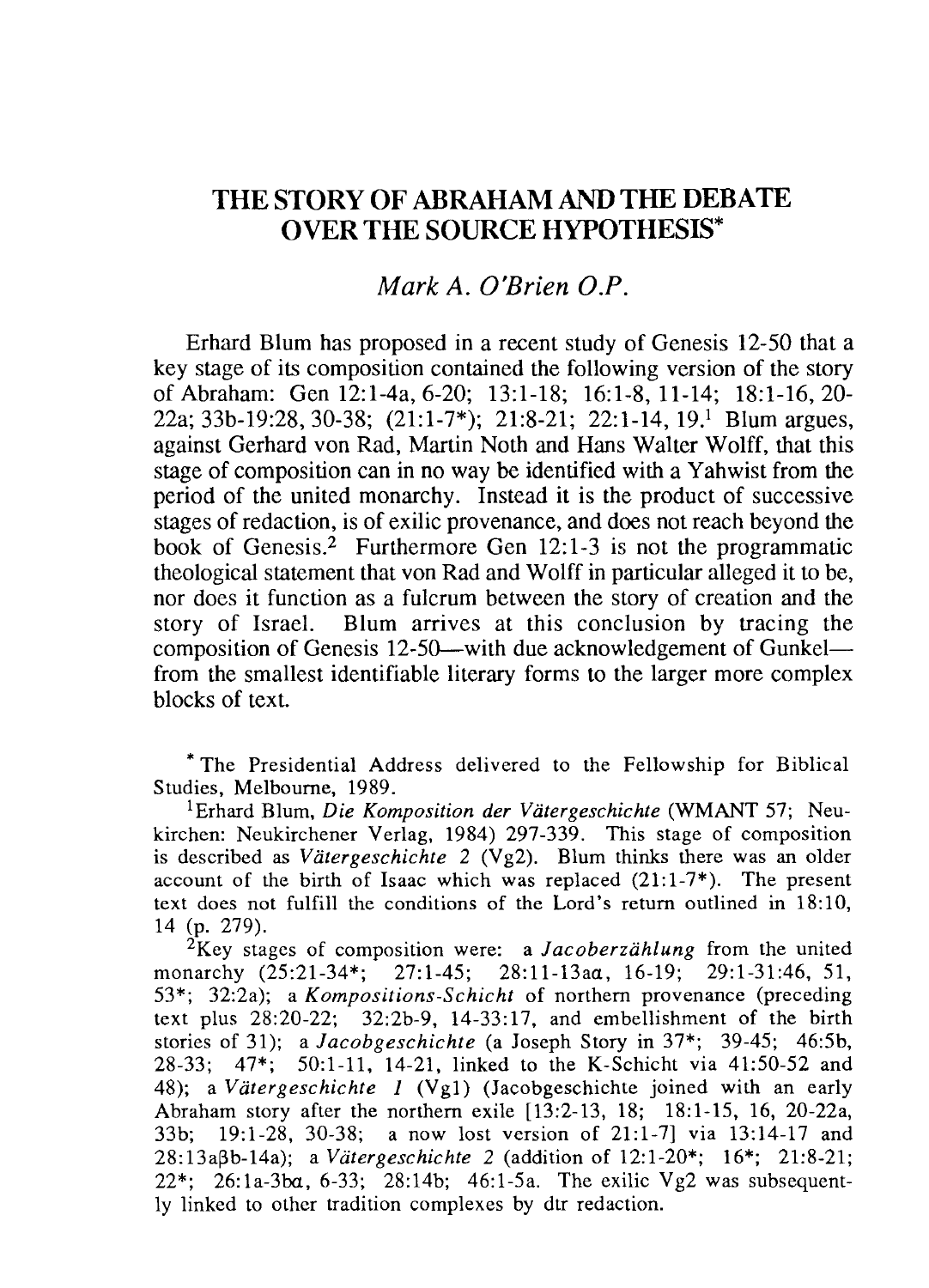# THE STORY OF ABRAHAM AND THE DEBATE OVER THE SOURCE HYPOTHESIS*

*Mark A. O'Brien O.P.*

Erhard Blum has proposed in a recent study of Genesis 12-50 that a key stage of its composition contained the following version of the story of Abraham: Gen 12:1-4a, 6-20; 13:1-18; 16:1-8, 11-14; 18:1-16, 20-22a; 33b-19:28, 30-38; (21:1-7*); 21:8-21; 22:1-14, 19.[1] Blum argues, against Gerhard von Rad, Martin Noth and Hans Walter Wolff, that this stage of composition can in no way be identified with a Yahwist from the period of the united monarchy. Instead it is the product of successive stages of redaction, is of exilic provenance, and does not reach beyond the book of Genesis.[2] Furthermore Gen 12:1-3 is not the programmatic theological statement that von Rad and Wolff in particular alleged it to be, nor does it function as a fulcrum between the story of creation and the story of Israel. Blum arrives at this conclusion by tracing the composition of Genesis 12-50—with due acknowledgement of Gunkel—from the smallest identifiable literary forms to the larger more complex blocks of text.

* The Presidential Address delivered to the Fellowship for Biblical Studies, Melbourne, 1989.

[1] Erhard Blum, *Die Komposition der Vätergeschichte* (WMANT 57; Neukirchen: Neukirchener Verlag, 1984) 297-339. This stage of composition is described as *Vätergeschichte 2* (Vg2). Blum thinks there was an older account of the birth of Isaac which was replaced (21:1-7*). The present text does not fulfill the conditions of the Lord's return outlined in 18:10, 14 (p. 279).

[2] Key stages of composition were: a *Jacoberzählung* from the united monarchy (25:21-34*; 27:1-45; 28:11-13aα, 16-19; 29:1-31:46, 51, 53*; 32:2a); a *Kompositions-Schicht* of northern provenance (preceding text plus 28:20-22; 32:2b-9, 14-33:17, and embellishment of the birth stories of 31); a *Jacobgeschichte* (a Joseph Story in 37*; 39-45; 46:5b, 28-33; 47*; 50:1-11, 14-21, linked to the K-Schicht via 41:50-52 and 48); a *Vätergeschichte 1* (Vg1) (Jacobgeschichte joined with an early Abraham story after the northern exile [13:2-13, 18; 18:1-15, 16, 20-22a, 33b; 19:1-28, 30-38; a now lost version of 21:1-7] via 13:14-17 and 28:13aβb-14a); a *Vätergeschichte 2* (addition of 12:1-20*; 16*; 21:8-21; 22*; 26:1a-3bα, 6-33; 28:14b; 46:1-5a. The exilic Vg2 was subsequently linked to other tradition complexes by dtr redaction.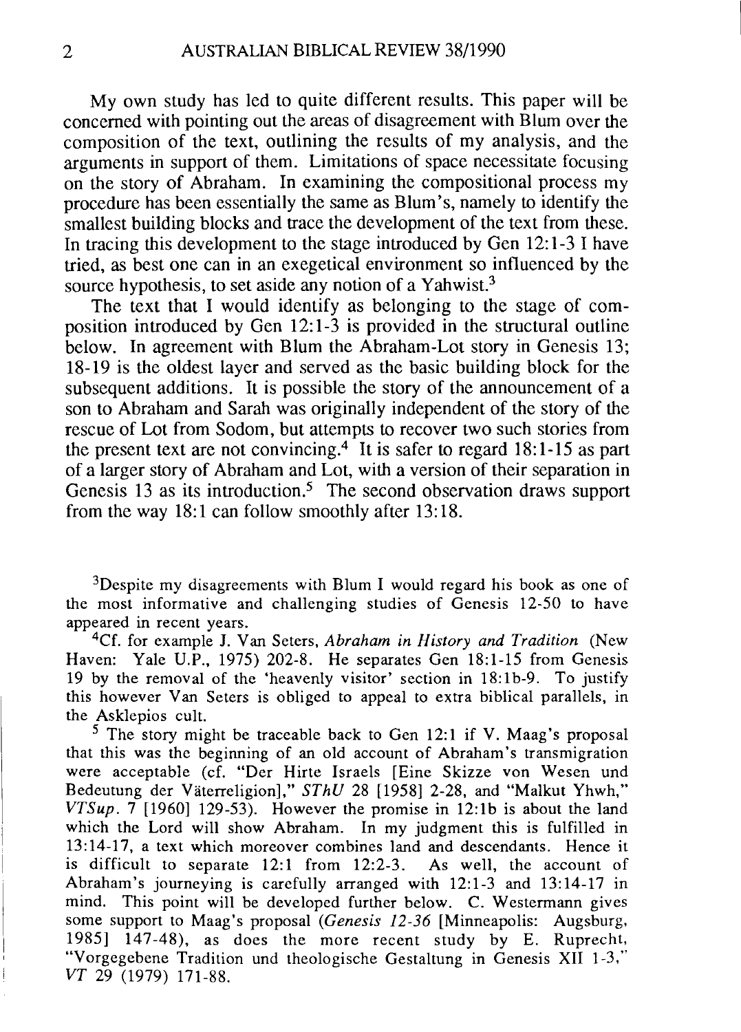My own study has led to quite different results. This paper will be concerned with pointing out the areas of disagreement with Blum over the composition of the text, outlining the results of my analysis, and the arguments in support of them. Limitations of space necessitate focusing on the story of Abraham. In examining the compositional process my procedure has been essentially the same as Blum's, namely to identify the smallest building blocks and trace the development of the text from these. In tracing this development to the stage introduced by Gen 12:1-3 I have tried, as best one can in an exegetical environment so influenced by the source hypothesis, to set aside any notion of a Yahwist.[3]

The text that I would identify as belonging to the stage of composition introduced by Gen 12:1-3 is provided in the structural outline below. In agreement with Blum the Abraham-Lot story in Genesis 13; 18-19 is the oldest layer and served as the basic building block for the subsequent additions. It is possible the story of the announcement of a son to Abraham and Sarah was originally independent of the story of the rescue of Lot from Sodom, but attempts to recover two such stories from the present text are not convincing.[4] It is safer to regard 18:1-15 as part of a larger story of Abraham and Lot, with a version of their separation in Genesis 13 as its introduction.[5] The second observation draws support from the way 18:1 can follow smoothly after 13:18.

[3]Despite my disagreements with Blum I would regard his book as one of the most informative and challenging studies of Genesis 12-50 to have appeared in recent years.

[4]Cf. for example J. Van Seters, *Abraham in History and Tradition* (New Haven: Yale U.P., 1975) 202-8. He separates Gen 18:1-15 from Genesis 19 by the removal of the 'heavenly visitor' section in 18:1b-9. To justify this however Van Seters is obliged to appeal to extra biblical parallels, in the Asklepios cult.

[5] The story might be traceable back to Gen 12:1 if V. Maag's proposal that this was the beginning of an old account of Abraham's transmigration were acceptable (cf. "Der Hirte Israels [Eine Skizze von Wesen und Bedeutung der Väterreligion]," *SThU* 28 [1958] 2-28, and "Malkut Yhwh," *VTSup*. 7 [1960] 129-53). However the promise in 12:1b is about the land which the Lord will show Abraham. In my judgment this is fulfilled in 13:14-17, a text which moreover combines land and descendants. Hence it is difficult to separate 12:1 from 12:2-3. As well, the account of Abraham's journeying is carefully arranged with 12:1-3 and 13:14-17 in mind. This point will be developed further below. C. Westermann gives some support to Maag's proposal (*Genesis 12-36* [Minneapolis: Augsburg, 1985] 147-48), as does the more recent study by E. Ruprecht, "Vorgegebene Tradition und theologische Gestaltung in Genesis XII 1-3," *VT* 29 (1979) 171-88.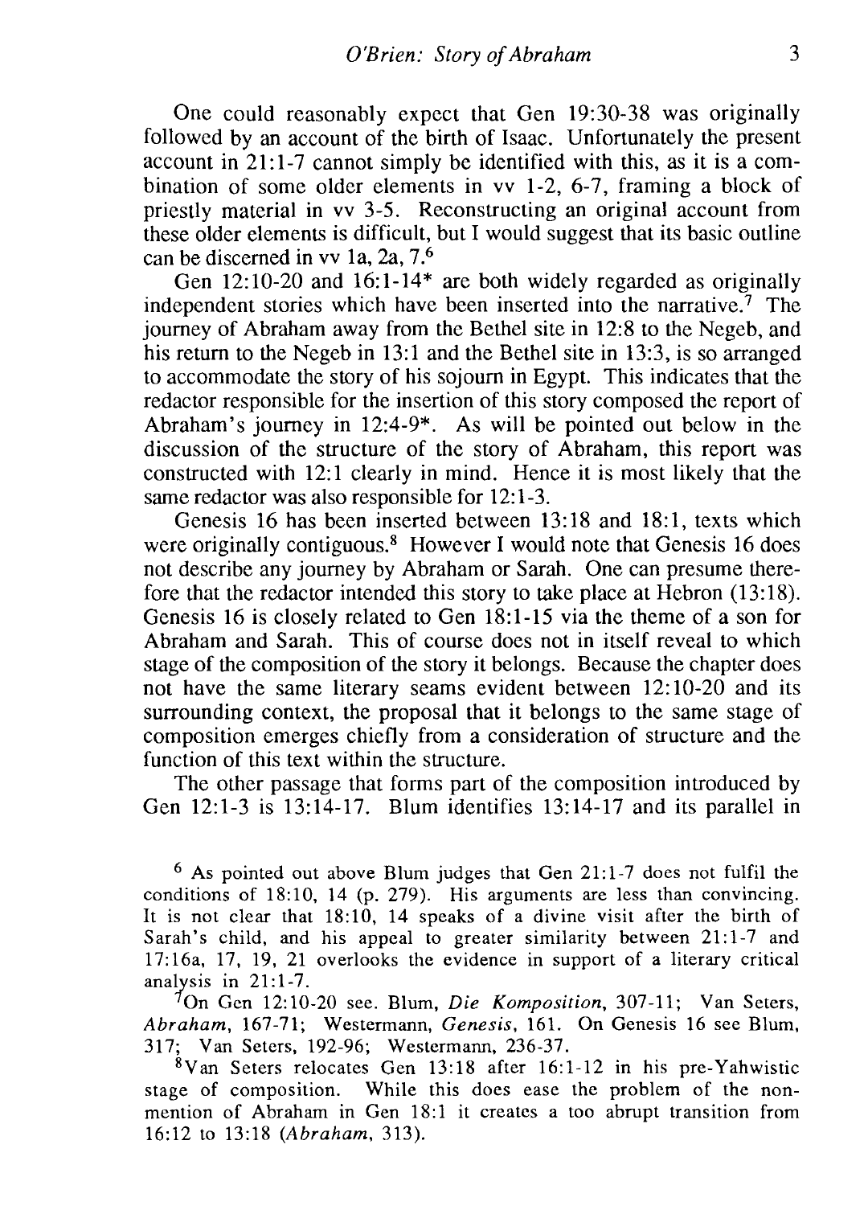One could reasonably expect that Gen 19:30-38 was originally followed by an account of the birth of Isaac. Unfortunately the present account in 21:1-7 cannot simply be identified with this, as it is a combination of some older elements in vv 1-2, 6-7, framing a block of priestly material in vv 3-5. Reconstructing an original account from these older elements is difficult, but I would suggest that its basic outline can be discerned in vv 1a, 2a, 7.[6]

Gen 12:10-20 and 16:1-14* are both widely regarded as originally independent stories which have been inserted into the narrative.[7] The journey of Abraham away from the Bethel site in 12:8 to the Negeb, and his return to the Negeb in 13:1 and the Bethel site in 13:3, is so arranged to accommodate the story of his sojourn in Egypt. This indicates that the redactor responsible for the insertion of this story composed the report of Abraham's journey in 12:4-9*. As will be pointed out below in the discussion of the structure of the story of Abraham, this report was constructed with 12:1 clearly in mind. Hence it is most likely that the same redactor was also responsible for 12:1-3.

Genesis 16 has been inserted between 13:18 and 18:1, texts which were originally contiguous.[8] However I would note that Genesis 16 does not describe any journey by Abraham or Sarah. One can presume therefore that the redactor intended this story to take place at Hebron (13:18). Genesis 16 is closely related to Gen 18:1-15 via the theme of a son for Abraham and Sarah. This of course does not in itself reveal to which stage of the composition of the story it belongs. Because the chapter does not have the same literary seams evident between 12:10-20 and its surrounding context, the proposal that it belongs to the same stage of composition emerges chiefly from a consideration of structure and the function of this text within the structure.

The other passage that forms part of the composition introduced by Gen 12:1-3 is 13:14-17. Blum identifies 13:14-17 and its parallel in

[6] As pointed out above Blum judges that Gen 21:1-7 does not fulfil the conditions of 18:10, 14 (p. 279). His arguments are less than convincing. It is not clear that 18:10, 14 speaks of a divine visit after the birth of Sarah's child, and his appeal to greater similarity between 21:1-7 and 17:16a, 17, 19, 21 overlooks the evidence in support of a literary critical analysis in 21:1-7.

[7] On Gen 12:10-20 see. Blum, *Die Komposition*, 307-11; Van Seters, *Abraham*, 167-71; Westermann, *Genesis*, 161. On Genesis 16 see Blum, 317; Van Seters, 192-96; Westermann, 236-37.

[8] Van Seters relocates Gen 13:18 after 16:1-12 in his pre-Yahwistic stage of composition. While this does ease the problem of the non-mention of Abraham in Gen 18:1 it creates a too abrupt transition from 16:12 to 13:18 (*Abraham*, 313).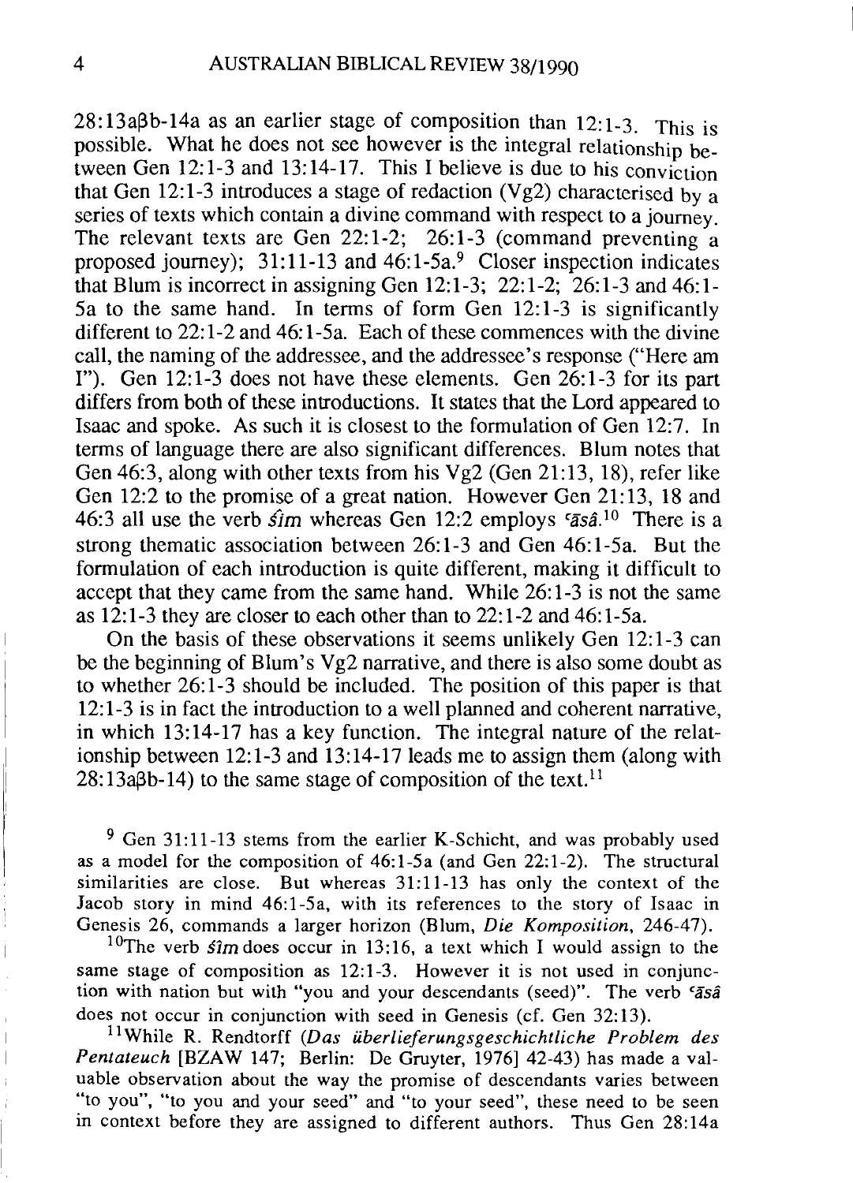28:13aβb-14a as an earlier stage of composition than 12:1-3. This is possible. What he does not see however is the integral relationship between Gen 12:1-3 and 13:14-17. This I believe is due to his conviction that Gen 12:1-3 introduces a stage of redaction (Vg2) characterised by a series of texts which contain a divine command with respect to a journey. The relevant texts are Gen 22:1-2; 26:1-3 (command preventing a proposed journey); 31:11-13 and 46:1-5a.[9] Closer inspection indicates that Blum is incorrect in assigning Gen 12:1-3; 22:1-2; 26:1-3 and 46:1-5a to the same hand. In terms of form Gen 12:1-3 is significantly different to 22:1-2 and 46:1-5a. Each of these commences with the divine call, the naming of the addressee, and the addressee's response ("Here am I"). Gen 12:1-3 does not have these elements. Gen 26:1-3 for its part differs from both of these introductions. It states that the Lord appeared to Isaac and spoke. As such it is closest to the formulation of Gen 12:7. In terms of language there are also significant differences. Blum notes that Gen 46:3, along with other texts from his Vg2 (Gen 21:13, 18), refer like Gen 12:2 to the promise of a great nation. However Gen 21:13, 18 and 46:3 all use the verb *śîm* whereas Gen 12:2 employs *ʿāśâ*.[10] There is a strong thematic association between 26:1-3 and Gen 46:1-5a. But the formulation of each introduction is quite different, making it difficult to accept that they came from the same hand. While 26:1-3 is not the same as 12:1-3 they are closer to each other than to 22:1-2 and 46:1-5a.

On the basis of these observations it seems unlikely Gen 12:1-3 can be the beginning of Blum's Vg2 narrative, and there is also some doubt as to whether 26:1-3 should be included. The position of this paper is that 12:1-3 is in fact the introduction to a well planned and coherent narrative, in which 13:14-17 has a key function. The integral nature of the relationship between 12:1-3 and 13:14-17 leads me to assign them (along with 28:13aβb-14) to the same stage of composition of the text.[11]

[9] Gen 31:11-13 stems from the earlier K-Schicht, and was probably used as a model for the composition of 46:1-5a (and Gen 22:1-2). The structural similarities are close. But whereas 31:11-13 has only the context of the Jacob story in mind 46:1-5a, with its references to the story of Isaac in Genesis 26, commands a larger horizon (Blum, *Die Komposition*, 246-47).

[10] The verb *śîm* does occur in 13:16, a text which I would assign to the same stage of composition as 12:1-3. However it is not used in conjunction with nation but with "you and your descendants (seed)". The verb *ʿāśâ* does not occur in conjunction with seed in Genesis (cf. Gen 32:13).

[11] While R. Rendtorff (*Das überlieferungsgeschichtliche Problem des Pentateuch* [BZAW 147; Berlin: De Gruyter, 1976] 42-43) has made a valuable observation about the way the promise of descendants varies between "to you", "to you and your seed" and "to your seed", these need to be seen in context before they are assigned to different authors. Thus Gen 28:14a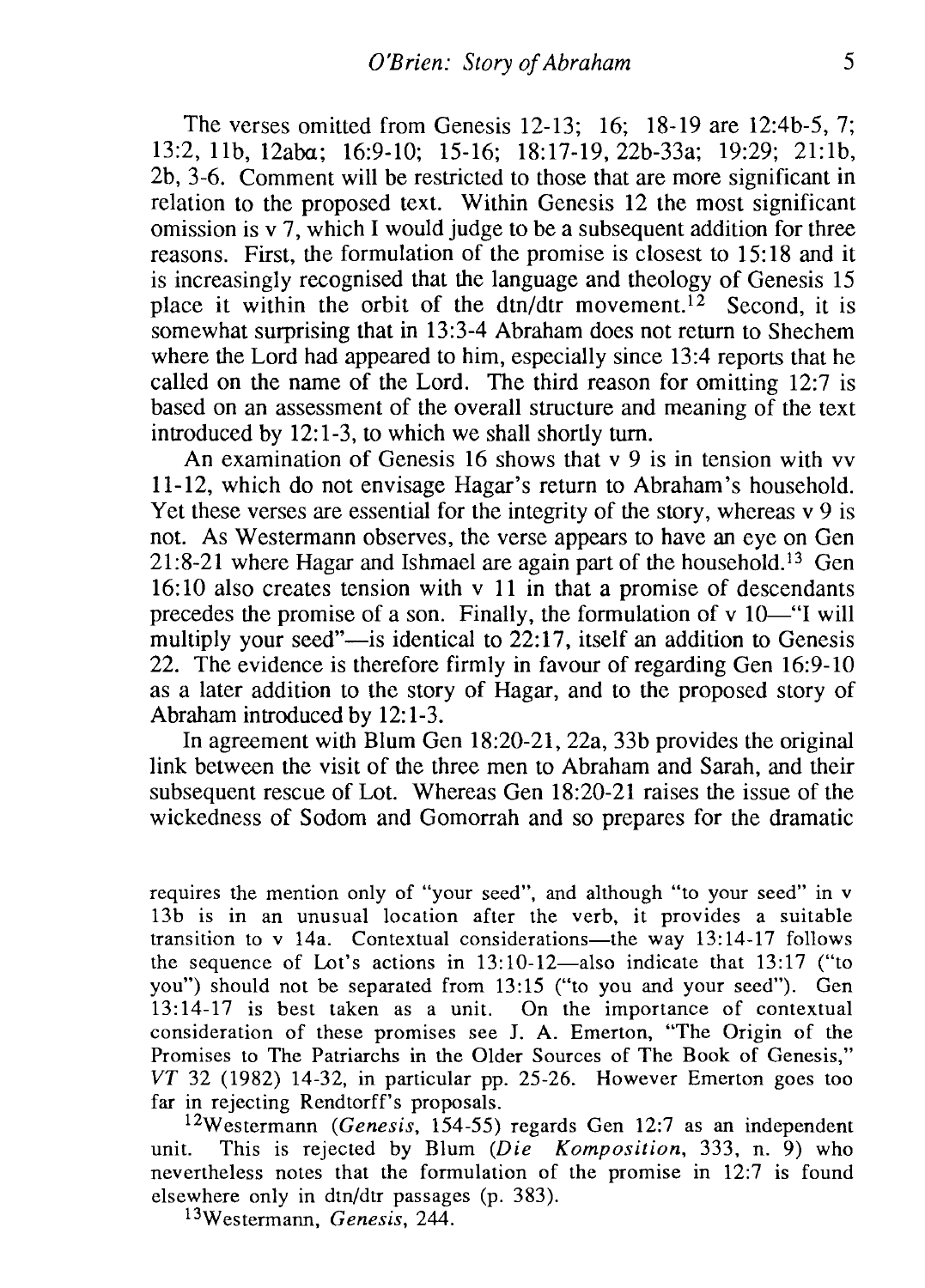The verses omitted from Genesis 12-13; 16; 18-19 are 12:4b-5, 7; 13:2, 11b, 12abα; 16:9-10; 15-16; 18:17-19, 22b-33a; 19:29; 21:1b, 2b, 3-6. Comment will be restricted to those that are more significant in relation to the proposed text. Within Genesis 12 the most significant omission is v 7, which I would judge to be a subsequent addition for three reasons. First, the formulation of the promise is closest to 15:18 and it is increasingly recognised that the language and theology of Genesis 15 place it within the orbit of the dtn/dtr movement.[12] Second, it is somewhat surprising that in 13:3-4 Abraham does not return to Shechem where the Lord had appeared to him, especially since 13:4 reports that he called on the name of the Lord. The third reason for omitting 12:7 is based on an assessment of the overall structure and meaning of the text introduced by 12:1-3, to which we shall shortly turn.

An examination of Genesis 16 shows that v 9 is in tension with vv 11-12, which do not envisage Hagar's return to Abraham's household. Yet these verses are essential for the integrity of the story, whereas v 9 is not. As Westermann observes, the verse appears to have an eye on Gen 21:8-21 where Hagar and Ishmael are again part of the household.[13] Gen 16:10 also creates tension with v 11 in that a promise of descendants precedes the promise of a son. Finally, the formulation of v 10—"I will multiply your seed"—is identical to 22:17, itself an addition to Genesis 22. The evidence is therefore firmly in favour of regarding Gen 16:9-10 as a later addition to the story of Hagar, and to the proposed story of Abraham introduced by 12:1-3.

In agreement with Blum Gen 18:20-21, 22a, 33b provides the original link between the visit of the three men to Abraham and Sarah, and their subsequent rescue of Lot. Whereas Gen 18:20-21 raises the issue of the wickedness of Sodom and Gomorrah and so prepares for the dramatic

requires the mention only of "your seed", and although "to your seed" in v 13b is in an unusual location after the verb, it provides a suitable transition to v 14a. Contextual considerations—the way 13:14-17 follows the sequence of Lot's actions in 13:10-12—also indicate that 13:17 ("to you") should not be separated from 13:15 ("to you and your seed"). Gen 13:14-17 is best taken as a unit. On the importance of contextual consideration of these promises see J. A. Emerton, "The Origin of the Promises to The Patriarchs in the Older Sources of The Book of Genesis," *VT* 32 (1982) 14-32, in particular pp. 25-26. However Emerton goes too far in rejecting Rendtorff's proposals.

[12] Westermann (*Genesis*, 154-55) regards Gen 12:7 as an independent unit. This is rejected by Blum (*Die Komposition*, 333, n. 9) who nevertheless notes that the formulation of the promise in 12:7 is found elsewhere only in dtn/dtr passages (p. 383).

[13] Westermann, *Genesis*, 244.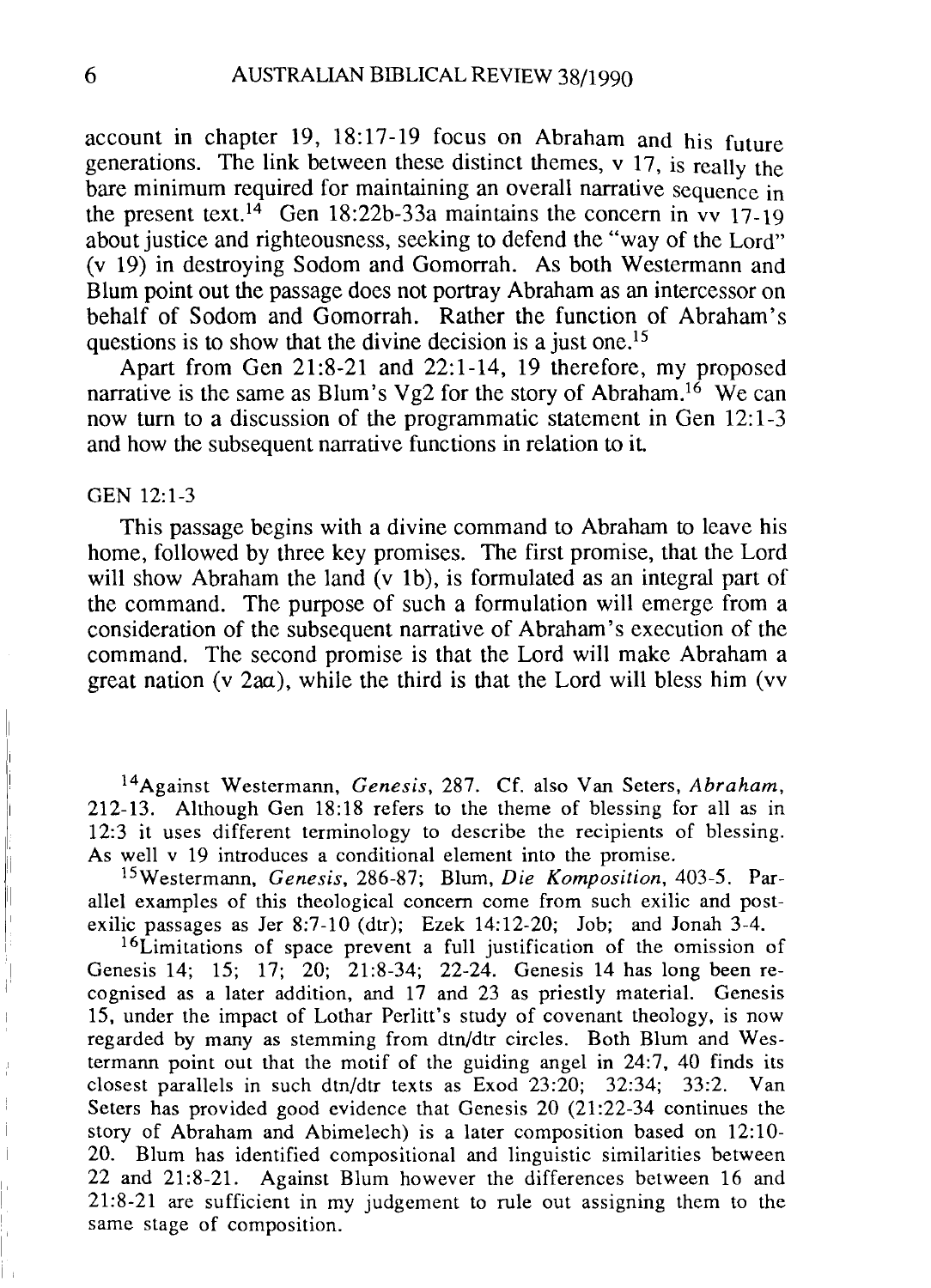account in chapter 19, 18:17-19 focus on Abraham and his future generations. The link between these distinct themes, v 17, is really the bare minimum required for maintaining an overall narrative sequence in the present text.[14] Gen 18:22b-33a maintains the concern in vv 17-19 about justice and righteousness, seeking to defend the "way of the Lord" (v 19) in destroying Sodom and Gomorrah. As both Westermann and Blum point out the passage does not portray Abraham as an intercessor on behalf of Sodom and Gomorrah. Rather the function of Abraham's questions is to show that the divine decision is a just one.[15]

Apart from Gen 21:8-21 and 22:1-14, 19 therefore, my proposed narrative is the same as Blum's Vg2 for the story of Abraham.[16] We can now turn to a discussion of the programmatic statement in Gen 12:1-3 and how the subsequent narrative functions in relation to it.

## GEN 12:1-3

This passage begins with a divine command to Abraham to leave his home, followed by three key promises. The first promise, that the Lord will show Abraham the land (v 1b), is formulated as an integral part of the command. The purpose of such a formulation will emerge from a consideration of the subsequent narrative of Abraham's execution of the command. The second promise is that the Lord will make Abraham a great nation (v 2aα), while the third is that the Lord will bless him (vv

[14]Against Westermann, *Genesis*, 287. Cf. also Van Seters, *Abraham*, 212-13. Although Gen 18:18 refers to the theme of blessing for all as in 12:3 it uses different terminology to describe the recipients of blessing. As well v 19 introduces a conditional element into the promise.

[15]Westermann, *Genesis*, 286-87; Blum, *Die Komposition*, 403-5. Parallel examples of this theological concern come from such exilic and post-exilic passages as Jer 8:7-10 (dtr); Ezek 14:12-20; Job; and Jonah 3-4.

[16]Limitations of space prevent a full justification of the omission of Genesis 14; 15; 17; 20; 21:8-34; 22-24. Genesis 14 has long been recognised as a later addition, and 17 and 23 as priestly material. Genesis 15, under the impact of Lothar Perlitt's study of covenant theology, is now regarded by many as stemming from dtn/dtr circles. Both Blum and Westermann point out that the motif of the guiding angel in 24:7, 40 finds its closest parallels in such dtn/dtr texts as Exod 23:20; 32:34; 33:2. Van Seters has provided good evidence that Genesis 20 (21:22-34 continues the story of Abraham and Abimelech) is a later composition based on 12:10-20. Blum has identified compositional and linguistic similarities between 22 and 21:8-21. Against Blum however the differences between 16 and 21:8-21 are sufficient in my judgement to rule out assigning them to the same stage of composition.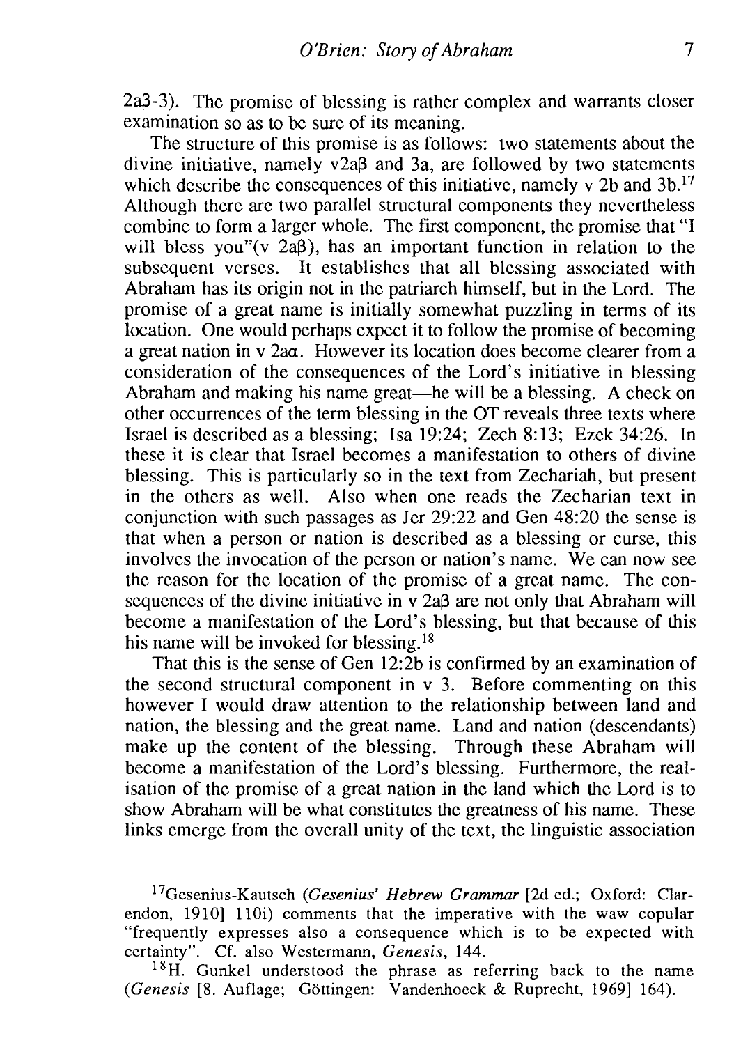2aβ-3). The promise of blessing is rather complex and warrants closer examination so as to be sure of its meaning.

The structure of this promise is as follows: two statements about the divine initiative, namely v2aβ and 3a, are followed by two statements which describe the consequences of this initiative, namely v 2b and 3b.[17] Although there are two parallel structural components they nevertheless combine to form a larger whole. The first component, the promise that "I will bless you"(v 2aβ), has an important function in relation to the subsequent verses. It establishes that all blessing associated with Abraham has its origin not in the patriarch himself, but in the Lord. The promise of a great name is initially somewhat puzzling in terms of its location. One would perhaps expect it to follow the promise of becoming a great nation in v 2aα. However its location does become clearer from a consideration of the consequences of the Lord's initiative in blessing Abraham and making his name great—he will be a blessing. A check on other occurrences of the term blessing in the OT reveals three texts where Israel is described as a blessing; Isa 19:24; Zech 8:13; Ezek 34:26. In these it is clear that Israel becomes a manifestation to others of divine blessing. This is particularly so in the text from Zechariah, but present in the others as well. Also when one reads the Zecharian text in conjunction with such passages as Jer 29:22 and Gen 48:20 the sense is that when a person or nation is described as a blessing or curse, this involves the invocation of the person or nation's name. We can now see the reason for the location of the promise of a great name. The consequences of the divine initiative in v 2aβ are not only that Abraham will become a manifestation of the Lord's blessing, but that because of this his name will be invoked for blessing.[18]

That this is the sense of Gen 12:2b is confirmed by an examination of the second structural component in v 3. Before commenting on this however I would draw attention to the relationship between land and nation, the blessing and the great name. Land and nation (descendants) make up the content of the blessing. Through these Abraham will become a manifestation of the Lord's blessing. Furthermore, the realisation of the promise of a great nation in the land which the Lord is to show Abraham will be what constitutes the greatness of his name. These links emerge from the overall unity of the text, the linguistic association

[17] Gesenius-Kautsch (*Gesenius' Hebrew Grammar* [2d ed.; Oxford: Clarendon, 1910] 110i) comments that the imperative with the waw copular "frequently expresses also a consequence which is to be expected with certainty". Cf. also Westermann, *Genesis*, 144.

[18] H. Gunkel understood the phrase as referring back to the name (*Genesis* [8. Auflage; Göttingen: Vandenhoeck & Ruprecht, 1969] 164).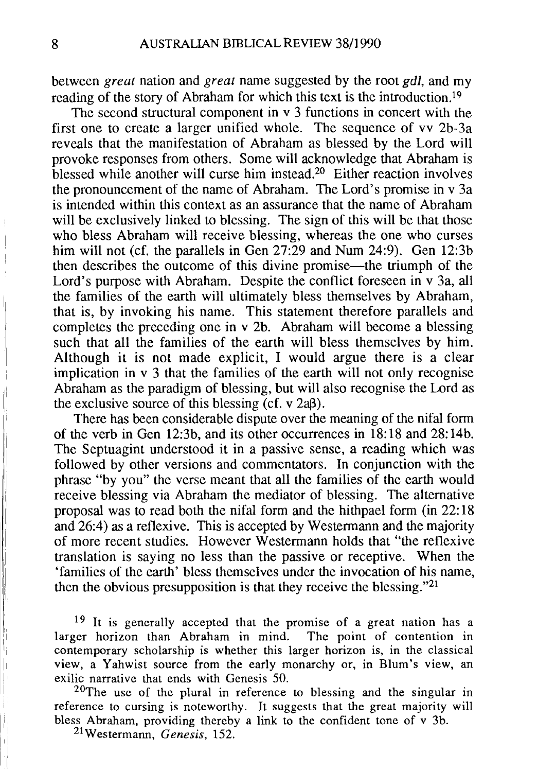between *great* nation and *great* name suggested by the root *gdl*, and my reading of the story of Abraham for which this text is the introduction.[19]

The second structural component in v 3 functions in concert with the first one to create a larger unified whole. The sequence of vv 2b-3a reveals that the manifestation of Abraham as blessed by the Lord will provoke responses from others. Some will acknowledge that Abraham is blessed while another will curse him instead.[20] Either reaction involves the pronouncement of the name of Abraham. The Lord's promise in v 3a is intended within this context as an assurance that the name of Abraham will be exclusively linked to blessing. The sign of this will be that those who bless Abraham will receive blessing, whereas the one who curses him will not (cf. the parallels in Gen 27:29 and Num 24:9). Gen 12:3b then describes the outcome of this divine promise—the triumph of the Lord's purpose with Abraham. Despite the conflict foreseen in v 3a, all the families of the earth will ultimately bless themselves by Abraham, that is, by invoking his name. This statement therefore parallels and completes the preceding one in v 2b. Abraham will become a blessing such that all the families of the earth will bless themselves by him. Although it is not made explicit, I would argue there is a clear implication in v 3 that the families of the earth will not only recognise Abraham as the paradigm of blessing, but will also recognise the Lord as the exclusive source of this blessing (cf. v 2aβ).

There has been considerable dispute over the meaning of the nifal form of the verb in Gen 12:3b, and its other occurrences in 18:18 and 28:14b. The Septuagint understood it in a passive sense, a reading which was followed by other versions and commentators. In conjunction with the phrase "by you" the verse meant that all the families of the earth would receive blessing via Abraham the mediator of blessing. The alternative proposal was to read both the nifal form and the hithpael form (in 22:18 and 26:4) as a reflexive. This is accepted by Westermann and the majority of more recent studies. However Westermann holds that "the reflexive translation is saying no less than the passive or receptive. When the 'families of the earth' bless themselves under the invocation of his name, then the obvious presupposition is that they receive the blessing."[21]

[19] It is generally accepted that the promise of a great nation has a larger horizon than Abraham in mind. The point of contention in contemporary scholarship is whether this larger horizon is, in the classical view, a Yahwist source from the early monarchy or, in Blum's view, an exilic narrative that ends with Genesis 50.

[20] The use of the plural in reference to blessing and the singular in reference to cursing is noteworthy. It suggests that the great majority will bless Abraham, providing thereby a link to the confident tone of v 3b.

[21] Westermann, *Genesis*, 152.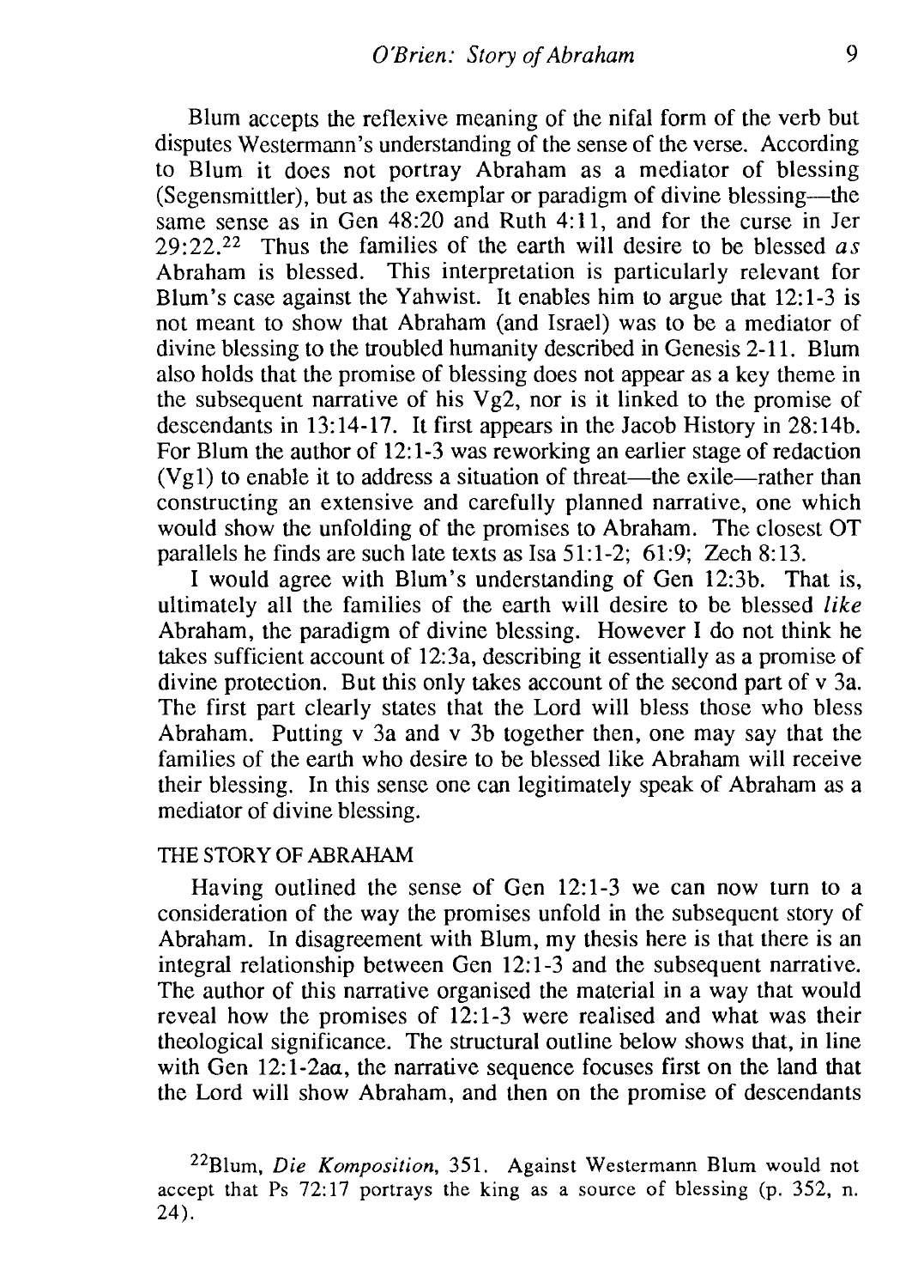Blum accepts the reflexive meaning of the nifal form of the verb but disputes Westermann's understanding of the sense of the verse. According to Blum it does not portray Abraham as a mediator of blessing (Segensmittler), but as the exemplar or paradigm of divine blessing—the same sense as in Gen 48:20 and Ruth 4:11, and for the curse in Jer 29:22.[22] Thus the families of the earth will desire to be blessed *as* Abraham is blessed. This interpretation is particularly relevant for Blum's case against the Yahwist. It enables him to argue that 12:1-3 is not meant to show that Abraham (and Israel) was to be a mediator of divine blessing to the troubled humanity described in Genesis 2-11. Blum also holds that the promise of blessing does not appear as a key theme in the subsequent narrative of his Vg2, nor is it linked to the promise of descendants in 13:14-17. It first appears in the Jacob History in 28:14b. For Blum the author of 12:1-3 was reworking an earlier stage of redaction (Vg1) to enable it to address a situation of threat—the exile—rather than constructing an extensive and carefully planned narrative, one which would show the unfolding of the promises to Abraham. The closest OT parallels he finds are such late texts as Isa 51:1-2; 61:9; Zech 8:13.

I would agree with Blum's understanding of Gen 12:3b. That is, ultimately all the families of the earth will desire to be blessed *like* Abraham, the paradigm of divine blessing. However I do not think he takes sufficient account of 12:3a, describing it essentially as a promise of divine protection. But this only takes account of the second part of v 3a. The first part clearly states that the Lord will bless those who bless Abraham. Putting v 3a and v 3b together then, one may say that the families of the earth who desire to be blessed like Abraham will receive their blessing. In this sense one can legitimately speak of Abraham as a mediator of divine blessing.

## THE STORY OF ABRAHAM

Having outlined the sense of Gen 12:1-3 we can now turn to a consideration of the way the promises unfold in the subsequent story of Abraham. In disagreement with Blum, my thesis here is that there is an integral relationship between Gen 12:1-3 and the subsequent narrative. The author of this narrative organised the material in a way that would reveal how the promises of 12:1-3 were realised and what was their theological significance. The structural outline below shows that, in line with Gen 12:1-2aα, the narrative sequence focuses first on the land that the Lord will show Abraham, and then on the promise of descendants

[22]Blum, *Die Komposition*, 351. Against Westermann Blum would not accept that Ps 72:17 portrays the king as a source of blessing (p. 352, n. 24).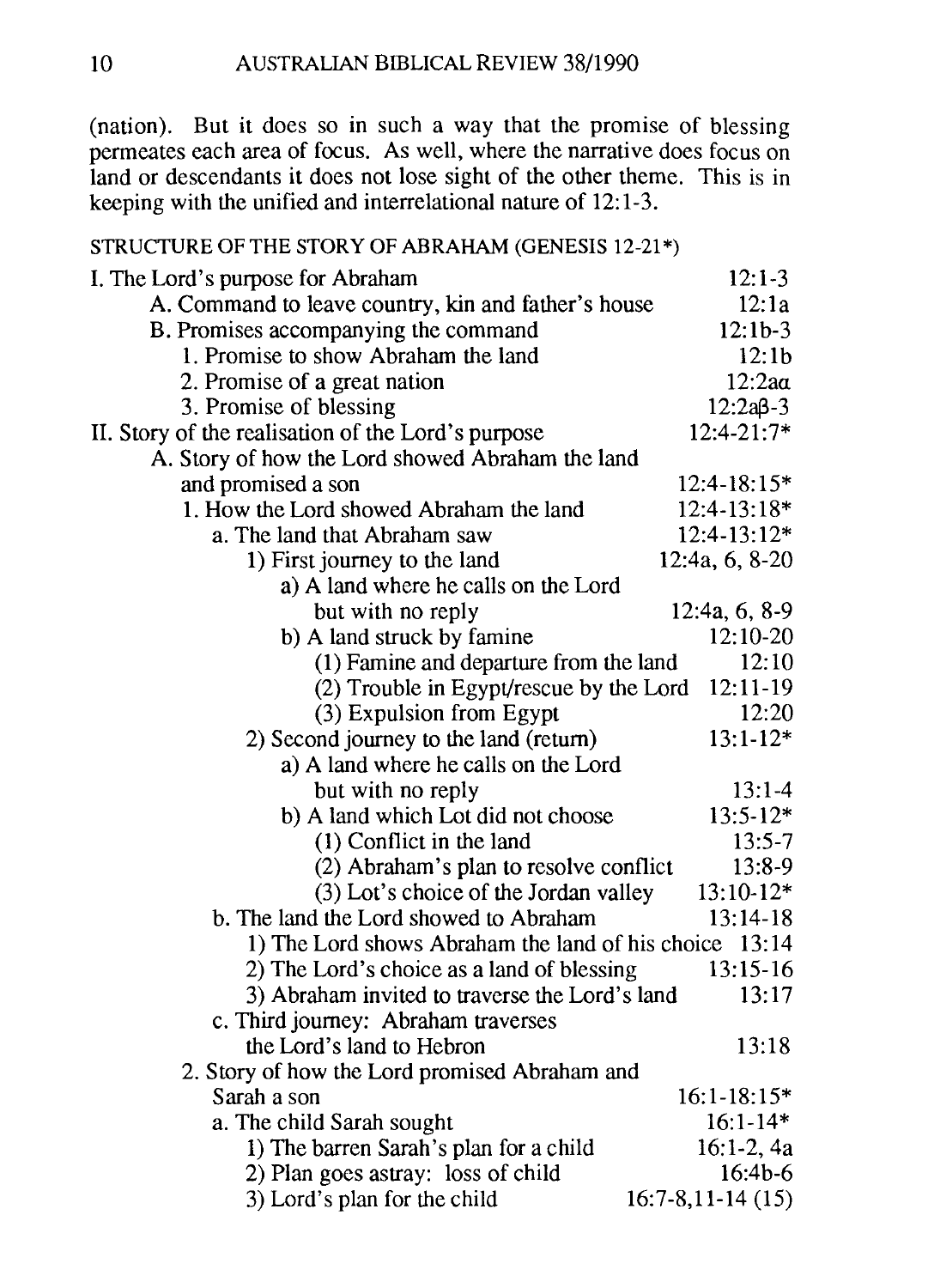(nation). But it does so in such a way that the promise of blessing permeates each area of focus. As well, where the narrative does focus on land or descendants it does not lose sight of the other theme. This is in keeping with the unified and interrelational nature of 12:1-3.

STRUCTURE OF THE STORY OF ABRAHAM (GENESIS 12-21*)

- I. The Lord's purpose for Abraham — 12:1-3
  - A. Command to leave country, kin and father's house — 12:1a
  - B. Promises accompanying the command — 12:1b-3
    - 1. Promise to show Abraham the land — 12:1b
    - 2. Promise of a great nation — 12:2aα
    - 3. Promise of blessing — 12:2aβ-3
- II. Story of the realisation of the Lord's purpose — 12:4-21:7*
  - A. Story of how the Lord showed Abraham the land and promised a son — 12:4-18:15*
    - 1. How the Lord showed Abraham the land — 12:4-13:18*
      - a. The land that Abraham saw — 12:4-13:12*
        - 1) First journey to the land — 12:4a, 6, 8-20
          - a) A land where he calls on the Lord but with no reply — 12:4a, 6, 8-9
          - b) A land struck by famine — 12:10-20
            - (1) Famine and departure from the land — 12:10
            - (2) Trouble in Egypt/rescue by the Lord — 12:11-19
            - (3) Expulsion from Egypt — 12:20
        - 2) Second journey to the land (return) — 13:1-12*
          - a) A land where he calls on the Lord but with no reply — 13:1-4
          - b) A land which Lot did not choose — 13:5-12*
            - (1) Conflict in the land — 13:5-7
            - (2) Abraham's plan to resolve conflict — 13:8-9
            - (3) Lot's choice of the Jordan valley — 13:10-12*
      - b. The land the Lord showed to Abraham — 13:14-18
        - 1) The Lord shows Abraham the land of his choice — 13:14
        - 2) The Lord's choice as a land of blessing — 13:15-16
        - 3) Abraham invited to traverse the Lord's land — 13:17
      - c. Third journey: Abraham traverses the Lord's land to Hebron — 13:18
    - 2. Story of how the Lord promised Abraham and Sarah a son — 16:1-18:15*
      - a. The child Sarah sought — 16:1-14*
        - 1) The barren Sarah's plan for a child — 16:1-2, 4a
        - 2) Plan goes astray: loss of child — 16:4b-6
        - 3) Lord's plan for the child — 16:7-8,11-14 (15)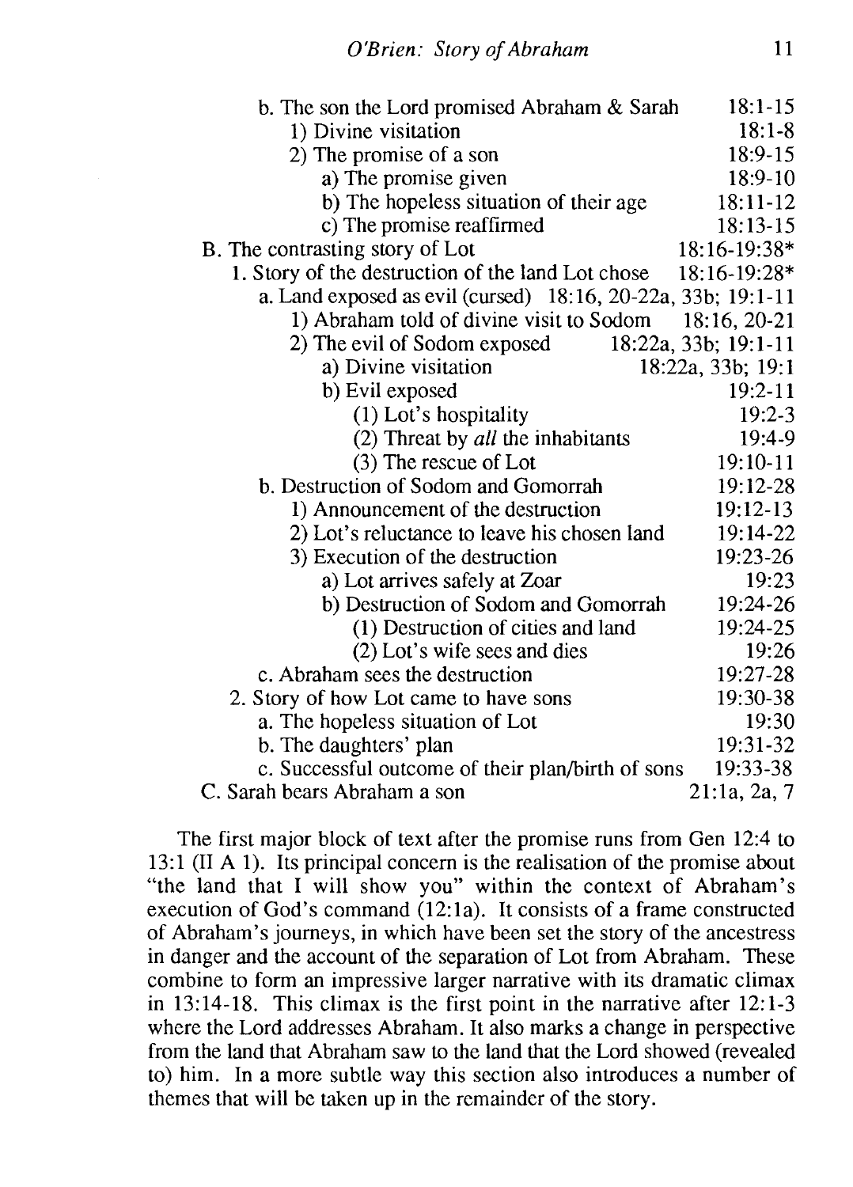| | |
|---|---|
| b. The son the Lord promised Abraham & Sarah | 18:1-15 |
| 1) Divine visitation | 18:1-8 |
| 2) The promise of a son | 18:9-15 |
| a) The promise given | 18:9-10 |
| b) The hopeless situation of their age | 18:11-12 |
| c) The promise reaffirmed | 18:13-15 |
| B. The contrasting story of Lot | 18:16-19:38* |
| 1. Story of the destruction of the land Lot chose | 18:16-19:28* |
| a. Land exposed as evil (cursed) | 18:16, 20-22a, 33b; 19:1-11 |
| 1) Abraham told of divine visit to Sodom | 18:16, 20-21 |
| 2) The evil of Sodom exposed | 18:22a, 33b; 19:1-11 |
| a) Divine visitation | 18:22a, 33b; 19:1 |
| b) Evil exposed | 19:2-11 |
| (1) Lot's hospitality | 19:2-3 |
| (2) Threat by *all* the inhabitants | 19:4-9 |
| (3) The rescue of Lot | 19:10-11 |
| b. Destruction of Sodom and Gomorrah | 19:12-28 |
| 1) Announcement of the destruction | 19:12-13 |
| 2) Lot's reluctance to leave his chosen land | 19:14-22 |
| 3) Execution of the destruction | 19:23-26 |
| a) Lot arrives safely at Zoar | 19:23 |
| b) Destruction of Sodom and Gomorrah | 19:24-26 |
| (1) Destruction of cities and land | 19:24-25 |
| (2) Lot's wife sees and dies | 19:26 |
| c. Abraham sees the destruction | 19:27-28 |
| 2. Story of how Lot came to have sons | 19:30-38 |
| a. The hopeless situation of Lot | 19:30 |
| b. The daughters' plan | 19:31-32 |
| c. Successful outcome of their plan/birth of sons | 19:33-38 |
| C. Sarah bears Abraham a son | 21:1a, 2a, 7 |

The first major block of text after the promise runs from Gen 12:4 to 13:1 (II A 1). Its principal concern is the realisation of the promise about "the land that I will show you" within the context of Abraham's execution of God's command (12:1a). It consists of a frame constructed of Abraham's journeys, in which have been set the story of the ancestress in danger and the account of the separation of Lot from Abraham. These combine to form an impressive larger narrative with its dramatic climax in 13:14-18. This climax is the first point in the narrative after 12:1-3 where the Lord addresses Abraham. It also marks a change in perspective from the land that Abraham saw to the land that the Lord showed (revealed to) him. In a more subtle way this section also introduces a number of themes that will be taken up in the remainder of the story.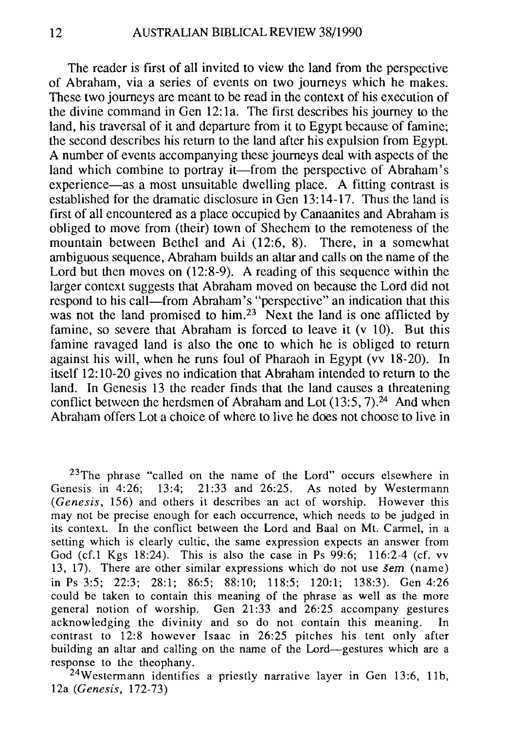The reader is first of all invited to view the land from the perspective of Abraham, via a series of events on two journeys which he makes. These two journeys are meant to be read in the context of his execution of the divine command in Gen 12:1a. The first describes his journey to the land, his traversal of it and departure from it to Egypt because of famine; the second describes his return to the land after his expulsion from Egypt. A number of events accompanying these journeys deal with aspects of the land which combine to portray it—from the perspective of Abraham's experience—as a most unsuitable dwelling place. A fitting contrast is established for the dramatic disclosure in Gen 13:14-17. Thus the land is first of all encountered as a place occupied by Canaanites and Abraham is obliged to move from (their) town of Shechem to the remoteness of the mountain between Bethel and Ai (12:6, 8). There, in a somewhat ambiguous sequence, Abraham builds an altar and calls on the name of the Lord but then moves on (12:8-9). A reading of this sequence within the larger context suggests that Abraham moved on because the Lord did not respond to his call—from Abraham's "perspective" an indication that this was not the land promised to him.[23] Next the land is one afflicted by famine, so severe that Abraham is forced to leave it (v 10). But this famine ravaged land is also the one to which he is obliged to return against his will, when he runs foul of Pharaoh in Egypt (vv 18-20). In itself 12:10-20 gives no indication that Abraham intended to return to the land. In Genesis 13 the reader finds that the land causes a threatening conflict between the herdsmen of Abraham and Lot (13:5, 7).[24] And when Abraham offers Lot a choice of where to live he does not choose to live in

[23]The phrase "called on the name of the Lord" occurs elsewhere in Genesis in 4:26; 13:4; 21:33 and 26:25. As noted by Westermann (*Genesis*, 156) and others it describes an act of worship. However this may not be precise enough for each occurrence, which needs to be judged in its context. In the conflict between the Lord and Baal on Mt. Carmel, in a setting which is clearly cultic, the same expression expects an answer from God (cf.1 Kgs 18:24). This is also the case in Ps 99:6; 116:2-4 (cf. vv 13, 17). There are other similar expressions which do not use *šem* (name) in Ps 3:5; 22:3; 28:1; 86:5; 88:10; 118:5; 120:1; 138:3). Gen 4:26 could be taken to contain this meaning of the phrase as well as the more general notion of worship. Gen 21:33 and 26:25 accompany gestures acknowledging the divinity and so do not contain this meaning. In contrast to 12:8 however Isaac in 26:25 pitches his tent only after building an altar and calling on the name of the Lord—gestures which are a response to the theophany.

[24]Westermann identifies a priestly narrative layer in Gen 13:6, 11b, 12a (*Genesis*, 172-73)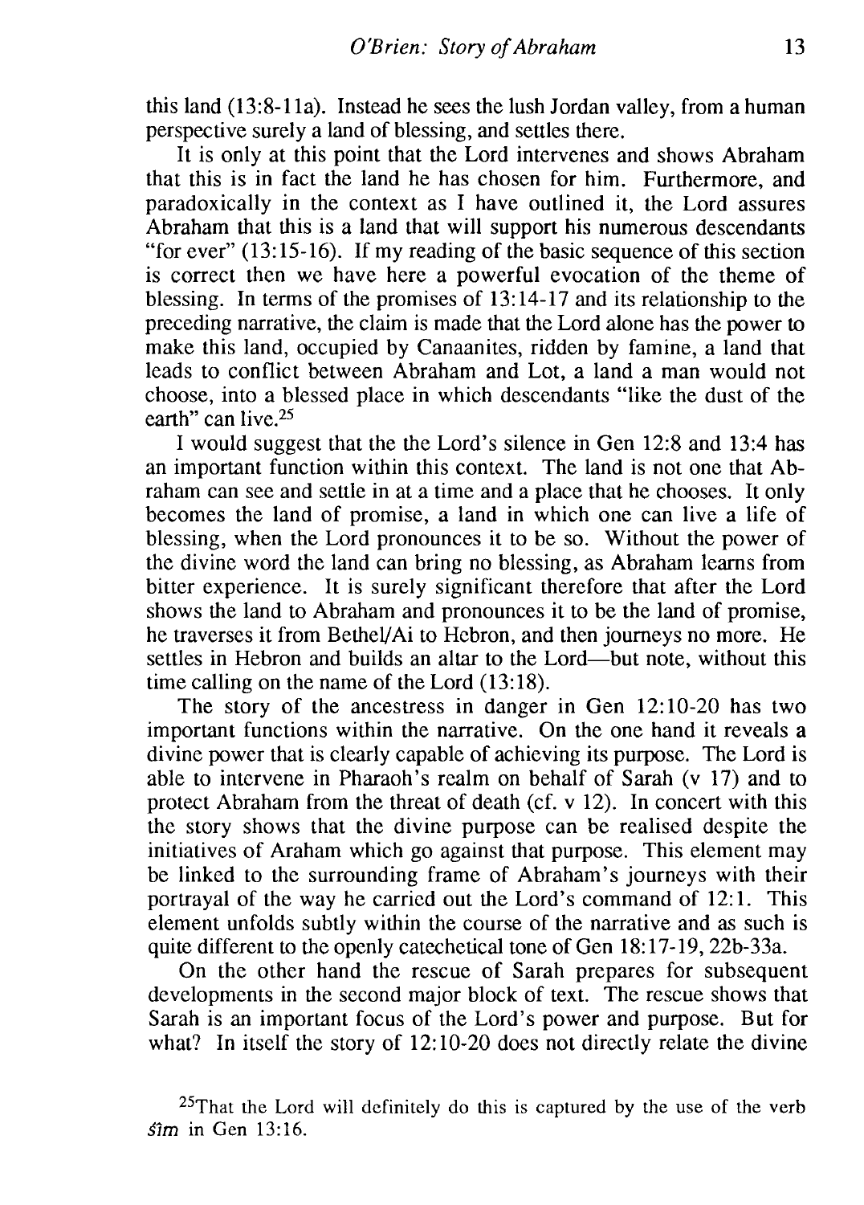this land (13:8-11a). Instead he sees the lush Jordan valley, from a human perspective surely a land of blessing, and settles there.

It is only at this point that the Lord intervenes and shows Abraham that this is in fact the land he has chosen for him. Furthermore, and paradoxically in the context as I have outlined it, the Lord assures Abraham that this is a land that will support his numerous descendants "for ever" (13:15-16). If my reading of the basic sequence of this section is correct then we have here a powerful evocation of the theme of blessing. In terms of the promises of 13:14-17 and its relationship to the preceding narrative, the claim is made that the Lord alone has the power to make this land, occupied by Canaanites, ridden by famine, a land that leads to conflict between Abraham and Lot, a land a man would not choose, into a blessed place in which descendants "like the dust of the earth" can live.[25]

I would suggest that the the Lord's silence in Gen 12:8 and 13:4 has an important function within this context. The land is not one that Abraham can see and settle in at a time and a place that he chooses. It only becomes the land of promise, a land in which one can live a life of blessing, when the Lord pronounces it to be so. Without the power of the divine word the land can bring no blessing, as Abraham learns from bitter experience. It is surely significant therefore that after the Lord shows the land to Abraham and pronounces it to be the land of promise, he traverses it from Bethel/Ai to Hebron, and then journeys no more. He settles in Hebron and builds an altar to the Lord—but note, without this time calling on the name of the Lord (13:18).

The story of the ancestress in danger in Gen 12:10-20 has two important functions within the narrative. On the one hand it reveals a divine power that is clearly capable of achieving its purpose. The Lord is able to intervene in Pharaoh's realm on behalf of Sarah (v 17) and to protect Abraham from the threat of death (cf. v 12). In concert with this the story shows that the divine purpose can be realised despite the initiatives of Araham which go against that purpose. This element may be linked to the surrounding frame of Abraham's journeys with their portrayal of the way he carried out the Lord's command of 12:1. This element unfolds subtly within the course of the narrative and as such is quite different to the openly catechetical tone of Gen 18:17-19, 22b-33a.

On the other hand the rescue of Sarah prepares for subsequent developments in the second major block of text. The rescue shows that Sarah is an important focus of the Lord's power and purpose. But for what? In itself the story of 12:10-20 does not directly relate the divine

[25]That the Lord will definitely do this is captured by the use of the verb *śîm* in Gen 13:16.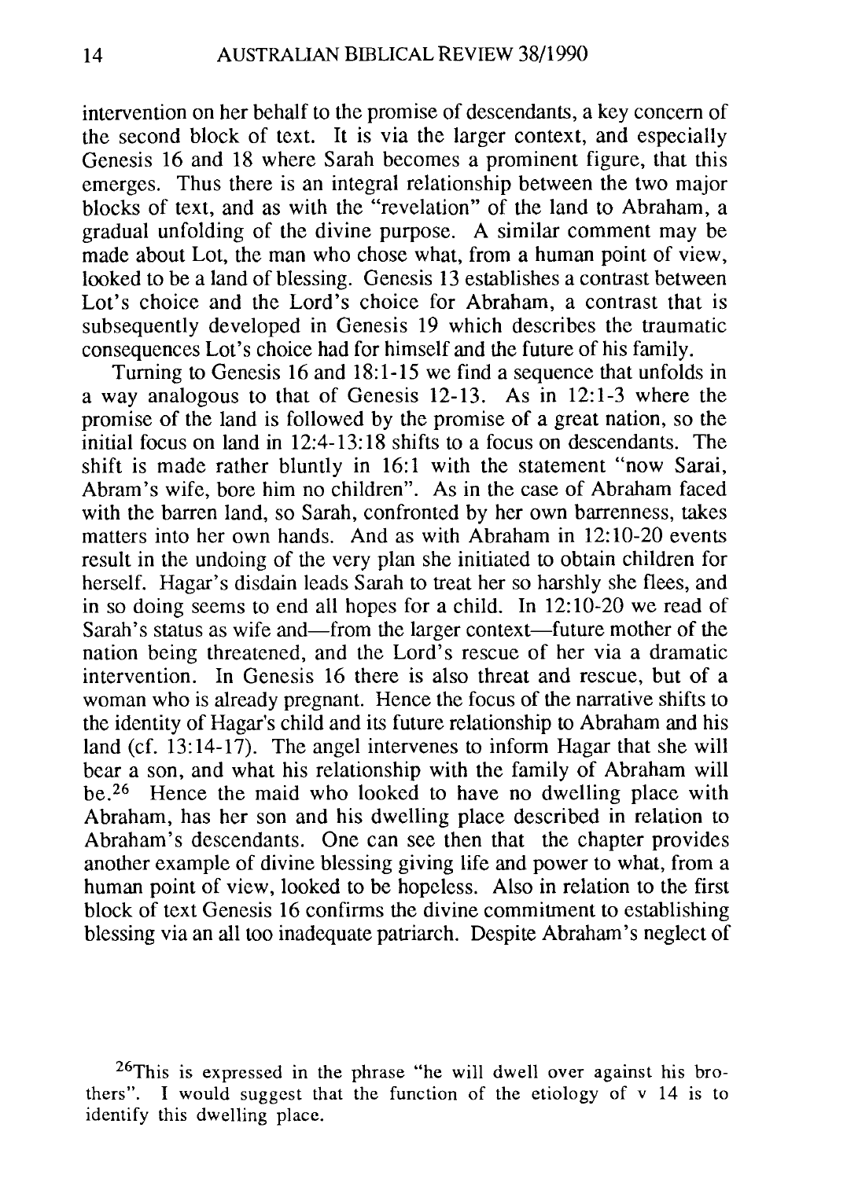intervention on her behalf to the promise of descendants, a key concern of the second block of text. It is via the larger context, and especially Genesis 16 and 18 where Sarah becomes a prominent figure, that this emerges. Thus there is an integral relationship between the two major blocks of text, and as with the "revelation" of the land to Abraham, a gradual unfolding of the divine purpose. A similar comment may be made about Lot, the man who chose what, from a human point of view, looked to be a land of blessing. Genesis 13 establishes a contrast between Lot's choice and the Lord's choice for Abraham, a contrast that is subsequently developed in Genesis 19 which describes the traumatic consequences Lot's choice had for himself and the future of his family.

Turning to Genesis 16 and 18:1-15 we find a sequence that unfolds in a way analogous to that of Genesis 12-13. As in 12:1-3 where the promise of the land is followed by the promise of a great nation, so the initial focus on land in 12:4-13:18 shifts to a focus on descendants. The shift is made rather bluntly in 16:1 with the statement "now Sarai, Abram's wife, bore him no children". As in the case of Abraham faced with the barren land, so Sarah, confronted by her own barrenness, takes matters into her own hands. And as with Abraham in 12:10-20 events result in the undoing of the very plan she initiated to obtain children for herself. Hagar's disdain leads Sarah to treat her so harshly she flees, and in so doing seems to end all hopes for a child. In 12:10-20 we read of Sarah's status as wife and—from the larger context—future mother of the nation being threatened, and the Lord's rescue of her via a dramatic intervention. In Genesis 16 there is also threat and rescue, but of a woman who is already pregnant. Hence the focus of the narrative shifts to the identity of Hagar's child and its future relationship to Abraham and his land (cf. 13:14-17). The angel intervenes to inform Hagar that she will bear a son, and what his relationship with the family of Abraham will be.[26] Hence the maid who looked to have no dwelling place with Abraham, has her son and his dwelling place described in relation to Abraham's descendants. One can see then that the chapter provides another example of divine blessing giving life and power to what, from a human point of view, looked to be hopeless. Also in relation to the first block of text Genesis 16 confirms the divine commitment to establishing blessing via an all too inadequate patriarch. Despite Abraham's neglect of

[26]This is expressed in the phrase "he will dwell over against his brothers". I would suggest that the function of the etiology of v 14 is to identify this dwelling place.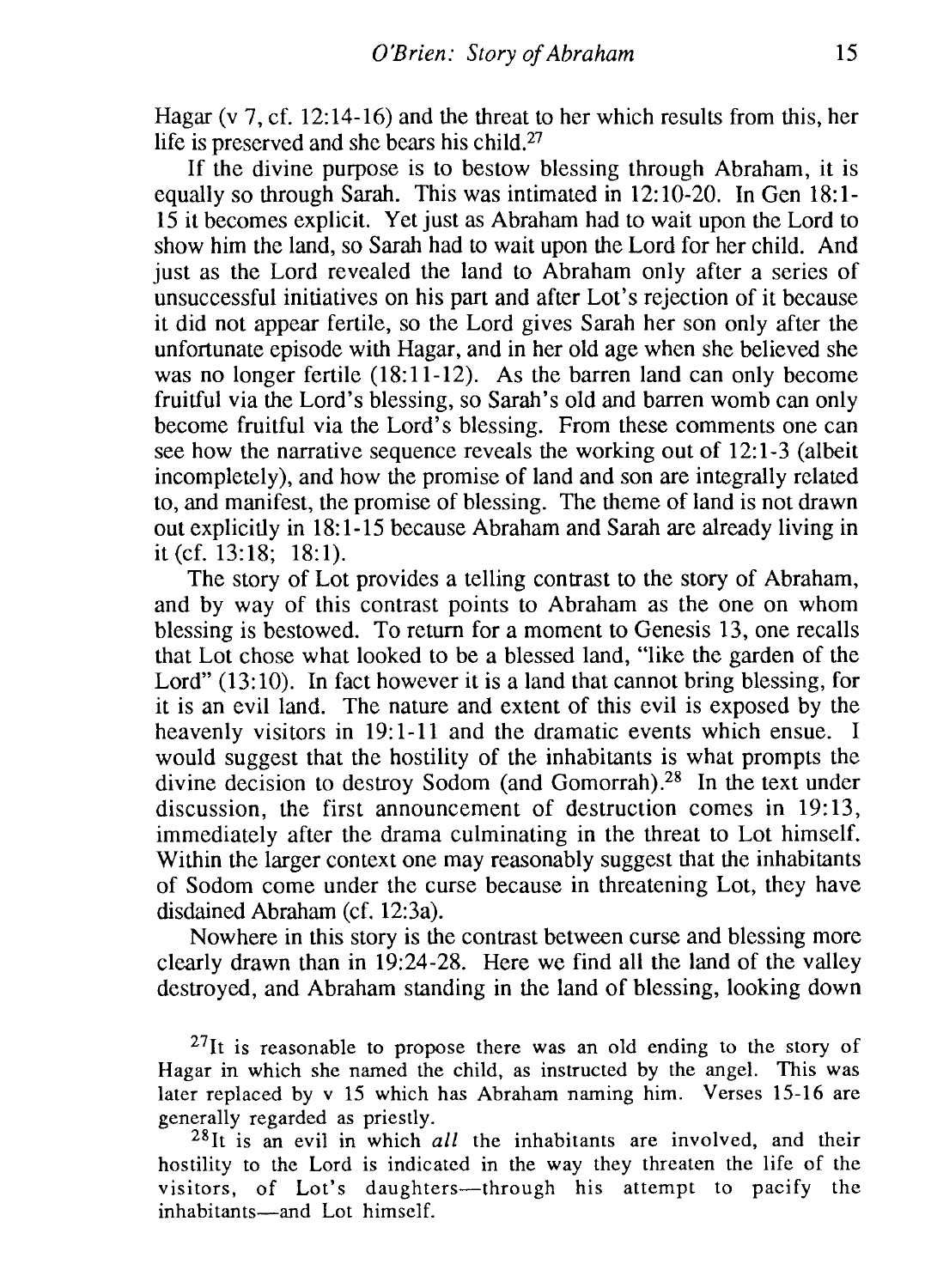Hagar (v 7, cf. 12:14-16) and the threat to her which results from this, her life is preserved and she bears his child.[27]

If the divine purpose is to bestow blessing through Abraham, it is equally so through Sarah. This was intimated in 12:10-20. In Gen 18:1-15 it becomes explicit. Yet just as Abraham had to wait upon the Lord to show him the land, so Sarah had to wait upon the Lord for her child. And just as the Lord revealed the land to Abraham only after a series of unsuccessful initiatives on his part and after Lot's rejection of it because it did not appear fertile, so the Lord gives Sarah her son only after the unfortunate episode with Hagar, and in her old age when she believed she was no longer fertile (18:11-12). As the barren land can only become fruitful via the Lord's blessing, so Sarah's old and barren womb can only become fruitful via the Lord's blessing. From these comments one can see how the narrative sequence reveals the working out of 12:1-3 (albeit incompletely), and how the promise of land and son are integrally related to, and manifest, the promise of blessing. The theme of land is not drawn out explicitly in 18:1-15 because Abraham and Sarah are already living in it (cf. 13:18; 18:1).

The story of Lot provides a telling contrast to the story of Abraham, and by way of this contrast points to Abraham as the one on whom blessing is bestowed. To return for a moment to Genesis 13, one recalls that Lot chose what looked to be a blessed land, "like the garden of the Lord" (13:10). In fact however it is a land that cannot bring blessing, for it is an evil land. The nature and extent of this evil is exposed by the heavenly visitors in 19:1-11 and the dramatic events which ensue. I would suggest that the hostility of the inhabitants is what prompts the divine decision to destroy Sodom (and Gomorrah).[28] In the text under discussion, the first announcement of destruction comes in 19:13, immediately after the drama culminating in the threat to Lot himself. Within the larger context one may reasonably suggest that the inhabitants of Sodom come under the curse because in threatening Lot, they have disdained Abraham (cf. 12:3a).

Nowhere in this story is the contrast between curse and blessing more clearly drawn than in 19:24-28. Here we find all the land of the valley destroyed, and Abraham standing in the land of blessing, looking down

[27] It is reasonable to propose there was an old ending to the story of Hagar in which she named the child, as instructed by the angel. This was later replaced by v 15 which has Abraham naming him. Verses 15-16 are generally regarded as priestly.

[28] It is an evil in which *all* the inhabitants are involved, and their hostility to the Lord is indicated in the way they threaten the life of the visitors, of Lot's daughters—through his attempt to pacify the inhabitants—and Lot himself.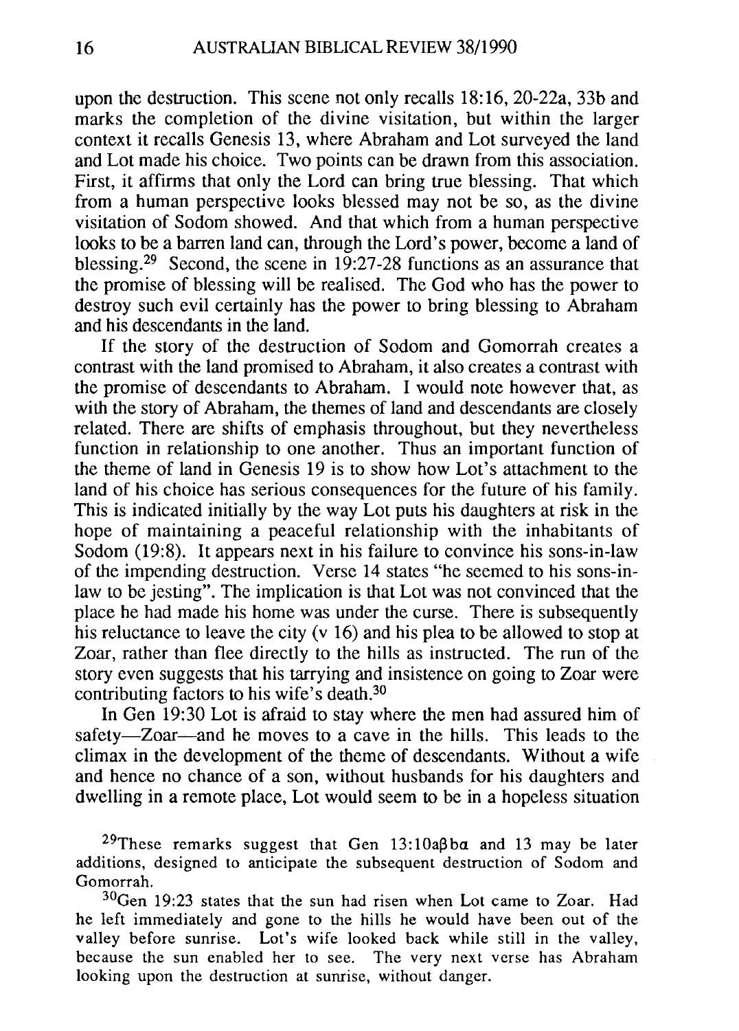upon the destruction. This scene not only recalls 18:16, 20-22a, 33b and marks the completion of the divine visitation, but within the larger context it recalls Genesis 13, where Abraham and Lot surveyed the land and Lot made his choice. Two points can be drawn from this association. First, it affirms that only the Lord can bring true blessing. That which from a human perspective looks blessed may not be so, as the divine visitation of Sodom showed. And that which from a human perspective looks to be a barren land can, through the Lord's power, become a land of blessing.[29] Second, the scene in 19:27-28 functions as an assurance that the promise of blessing will be realised. The God who has the power to destroy such evil certainly has the power to bring blessing to Abraham and his descendants in the land.

If the story of the destruction of Sodom and Gomorrah creates a contrast with the land promised to Abraham, it also creates a contrast with the promise of descendants to Abraham. I would note however that, as with the story of Abraham, the themes of land and descendants are closely related. There are shifts of emphasis throughout, but they nevertheless function in relationship to one another. Thus an important function of the theme of land in Genesis 19 is to show how Lot's attachment to the land of his choice has serious consequences for the future of his family. This is indicated initially by the way Lot puts his daughters at risk in the hope of maintaining a peaceful relationship with the inhabitants of Sodom (19:8). It appears next in his failure to convince his sons-in-law of the impending destruction. Verse 14 states "he seemed to his sons-in-law to be jesting". The implication is that Lot was not convinced that the place he had made his home was under the curse. There is subsequently his reluctance to leave the city (v 16) and his plea to be allowed to stop at Zoar, rather than flee directly to the hills as instructed. The run of the story even suggests that his tarrying and insistence on going to Zoar were contributing factors to his wife's death.[30]

In Gen 19:30 Lot is afraid to stay where the men had assured him of safety—Zoar—and he moves to a cave in the hills. This leads to the climax in the development of the theme of descendants. Without a wife and hence no chance of a son, without husbands for his daughters and dwelling in a remote place, Lot would seem to be in a hopeless situation

[29]These remarks suggest that Gen 13:10aβbα and 13 may be later additions, designed to anticipate the subsequent destruction of Sodom and Gomorrah.

[30]Gen 19:23 states that the sun had risen when Lot came to Zoar. Had he left immediately and gone to the hills he would have been out of the valley before sunrise. Lot's wife looked back while still in the valley, because the sun enabled her to see. The very next verse has Abraham looking upon the destruction at sunrise, without danger.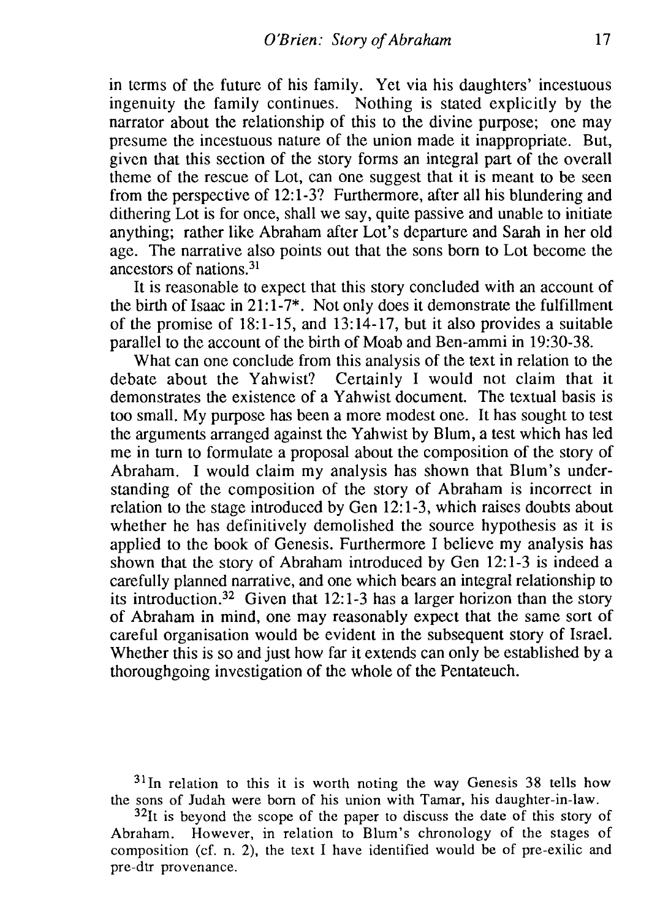in terms of the future of his family. Yet via his daughters' incestuous ingenuity the family continues. Nothing is stated explicitly by the narrator about the relationship of this to the divine purpose; one may presume the incestuous nature of the union made it inappropriate. But, given that this section of the story forms an integral part of the overall theme of the rescue of Lot, can one suggest that it is meant to be seen from the perspective of 12:1-3? Furthermore, after all his blundering and dithering Lot is for once, shall we say, quite passive and unable to initiate anything; rather like Abraham after Lot's departure and Sarah in her old age. The narrative also points out that the sons born to Lot become the ancestors of nations.[31]

It is reasonable to expect that this story concluded with an account of the birth of Isaac in 21:1-7*. Not only does it demonstrate the fulfillment of the promise of 18:1-15, and 13:14-17, but it also provides a suitable parallel to the account of the birth of Moab and Ben-ammi in 19:30-38.

What can one conclude from this analysis of the text in relation to the debate about the Yahwist? Certainly I would not claim that it demonstrates the existence of a Yahwist document. The textual basis is too small. My purpose has been a more modest one. It has sought to test the arguments arranged against the Yahwist by Blum, a test which has led me in turn to formulate a proposal about the composition of the story of Abraham. I would claim my analysis has shown that Blum's understanding of the composition of the story of Abraham is incorrect in relation to the stage introduced by Gen 12:1-3, which raises doubts about whether he has definitively demolished the source hypothesis as it is applied to the book of Genesis. Furthermore I believe my analysis has shown that the story of Abraham introduced by Gen 12:1-3 is indeed a carefully planned narrative, and one which bears an integral relationship to its introduction.[32] Given that 12:1-3 has a larger horizon than the story of Abraham in mind, one may reasonably expect that the same sort of careful organisation would be evident in the subsequent story of Israel. Whether this is so and just how far it extends can only be established by a thoroughgoing investigation of the whole of the Pentateuch.

---

[31] In relation to this it is worth noting the way Genesis 38 tells how the sons of Judah were born of his union with Tamar, his daughter-in-law.

[32] It is beyond the scope of the paper to discuss the date of this story of Abraham. However, in relation to Blum's chronology of the stages of composition (cf. n. 2), the text I have identified would be of pre-exilic and pre-dtr provenance.